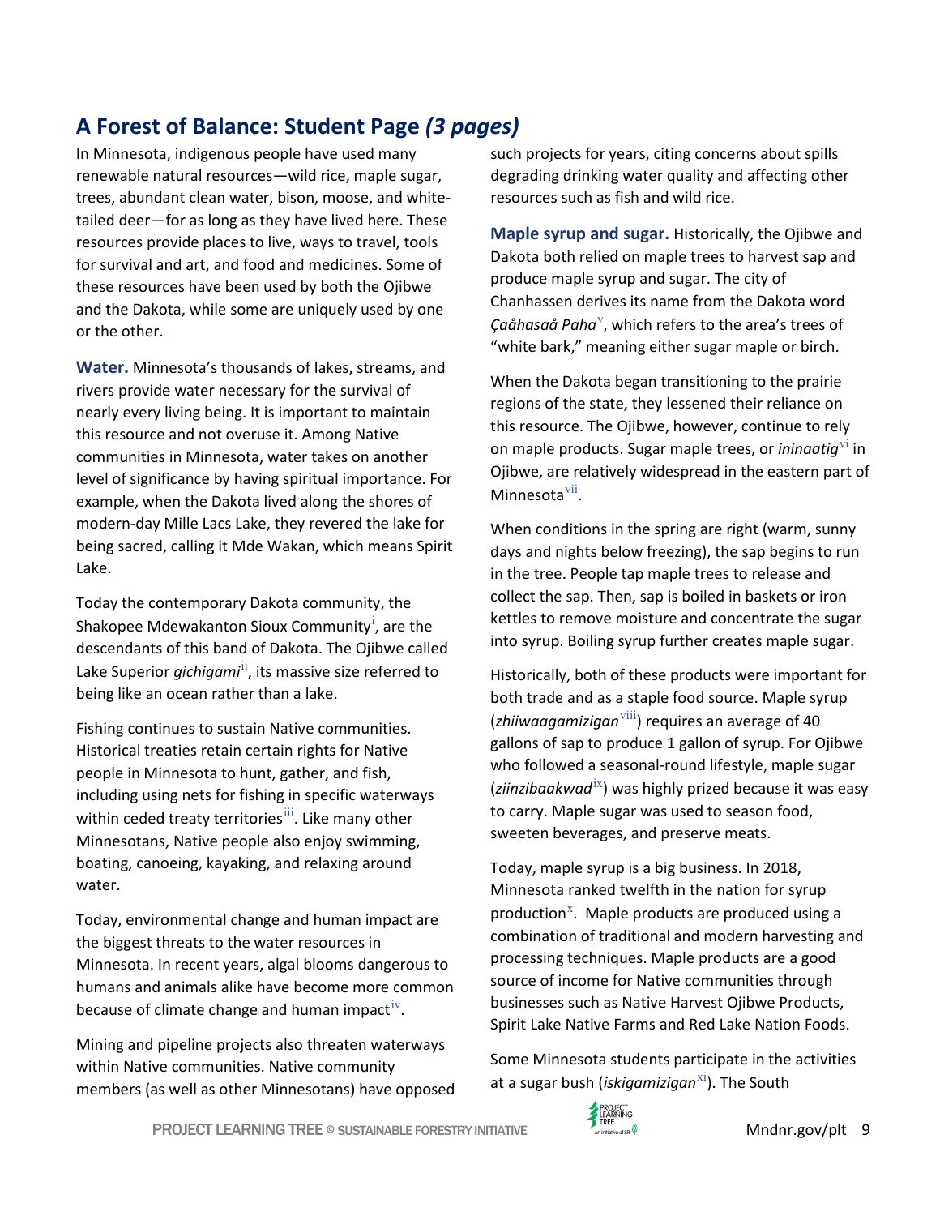## A Forest of Balance: Student Page *(3 pages)*

In Minnesota, indigenous people have used many renewable natural resources—wild rice, maple sugar, trees, abundant clean water, bison, moose, and white-tailed deer—for as long as they have lived here. These resources provide places to live, ways to travel, tools for survival and art, and food and medicines. Some of these resources have been used by both the Ojibwe and the Dakota, while some are uniquely used by one or the other.

**Water.** Minnesota's thousands of lakes, streams, and rivers provide water necessary for the survival of nearly every living being. It is important to maintain this resource and not overuse it. Among Native communities in Minnesota, water takes on another level of significance by having spiritual importance. For example, when the Dakota lived along the shores of modern-day Mille Lacs Lake, they revered the lake for being sacred, calling it Mde Wakan, which means Spirit Lake.

Today the contemporary Dakota community, the Shakopee Mdewakanton Sioux Community[i], are the descendants of this band of Dakota. The Ojibwe called Lake Superior *gichigami*[ii], its massive size referred to being like an ocean rather than a lake.

Fishing continues to sustain Native communities. Historical treaties retain certain rights for Native people in Minnesota to hunt, gather, and fish, including using nets for fishing in specific waterways within ceded treaty territories[iii]. Like many other Minnesotans, Native people also enjoy swimming, boating, canoeing, kayaking, and relaxing around water.

Today, environmental change and human impact are the biggest threats to the water resources in Minnesota. In recent years, algal blooms dangerous to humans and animals alike have become more common because of climate change and human impact[iv].

Mining and pipeline projects also threaten waterways within Native communities. Native community members (as well as other Minnesotans) have opposed such projects for years, citing concerns about spills degrading drinking water quality and affecting other resources such as fish and wild rice.

**Maple syrup and sugar.** Historically, the Ojibwe and Dakota both relied on maple trees to harvest sap and produce maple syrup and sugar. The city of Chanhassen derives its name from the Dakota word *Çaåhasaå Paha*[v], which refers to the area's trees of "white bark," meaning either sugar maple or birch.

When the Dakota began transitioning to the prairie regions of the state, they lessened their reliance on this resource. The Ojibwe, however, continue to rely on maple products. Sugar maple trees, or *ininaatig*[vi] in Ojibwe, are relatively widespread in the eastern part of Minnesota[vii].

When conditions in the spring are right (warm, sunny days and nights below freezing), the sap begins to run in the tree. People tap maple trees to release and collect the sap. Then, sap is boiled in baskets or iron kettles to remove moisture and concentrate the sugar into syrup. Boiling syrup further creates maple sugar.

Historically, both of these products were important for both trade and as a staple food source. Maple syrup (*zhiiwaagamizigan*[viii]) requires an average of 40 gallons of sap to produce 1 gallon of syrup. For Ojibwe who followed a seasonal-round lifestyle, maple sugar (*ziinzibaakwad*[ix]) was highly prized because it was easy to carry. Maple sugar was used to season food, sweeten beverages, and preserve meats.

Today, maple syrup is a big business. In 2018, Minnesota ranked twelfth in the nation for syrup production[x]. Maple products are produced using a combination of traditional and modern harvesting and processing techniques. Maple products are a good source of income for Native communities through businesses such as Native Harvest Ojibwe Products, Spirit Lake Native Farms and Red Lake Nation Foods.

Some Minnesota students participate in the activities at a sugar bush (*iskigamizigan*[xi]). The South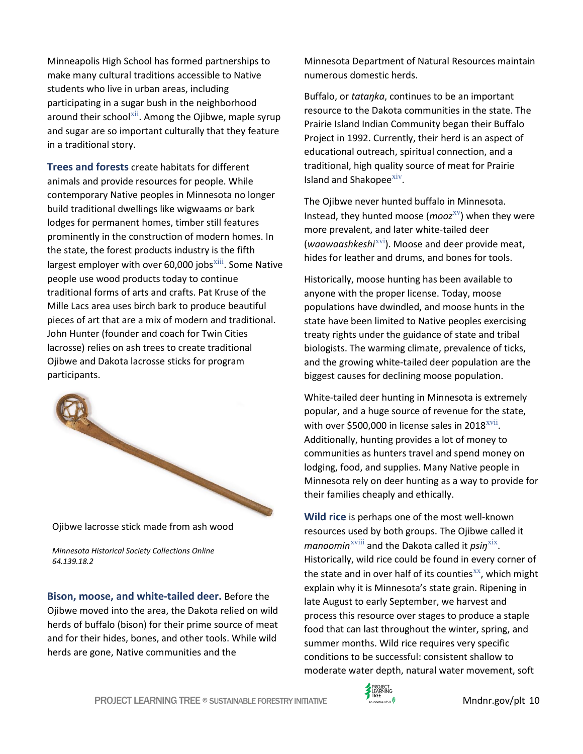Minneapolis High School has formed partnerships to make many cultural traditions accessible to Native students who live in urban areas, including participating in a sugar bush in the neighborhood around their school[xii]. Among the Ojibwe, maple syrup and sugar are so important culturally that they feature in a traditional story.

**Trees and forests** create habitats for different animals and provide resources for people. While contemporary Native peoples in Minnesota no longer build traditional dwellings like wigwaams or bark lodges for permanent homes, timber still features prominently in the construction of modern homes. In the state, the forest products industry is the fifth largest employer with over 60,000 jobs[xiii]. Some Native people use wood products today to continue traditional forms of arts and crafts. Pat Kruse of the Mille Lacs area uses birch bark to produce beautiful pieces of art that are a mix of modern and traditional. John Hunter (founder and coach for Twin Cities lacrosse) relies on ash trees to create traditional Ojibwe and Dakota lacrosse sticks for program participants.

Ojibwe lacrosse stick made from ash wood

*Minnesota Historical Society Collections Online 64.139.18.2*

**Bison, moose, and white-tailed deer.** Before the Ojibwe moved into the area, the Dakota relied on wild herds of buffalo (bison) for their prime source of meat and for their hides, bones, and other tools. While wild herds are gone, Native communities and the Minnesota Department of Natural Resources maintain numerous domestic herds.

Buffalo, or *tataŋka*, continues to be an important resource to the Dakota communities in the state. The Prairie Island Indian Community began their Buffalo Project in 1992. Currently, their herd is an aspect of educational outreach, spiritual connection, and a traditional, high quality source of meat for Prairie Island and Shakopee[xiv].

The Ojibwe never hunted buffalo in Minnesota. Instead, they hunted moose (*mooz*[xv]) when they were more prevalent, and later white-tailed deer (*waawaashkeshi*[xvi]). Moose and deer provide meat, hides for leather and drums, and bones for tools.

Historically, moose hunting has been available to anyone with the proper license. Today, moose populations have dwindled, and moose hunts in the state have been limited to Native peoples exercising treaty rights under the guidance of state and tribal biologists. The warming climate, prevalence of ticks, and the growing white-tailed deer population are the biggest causes for declining moose population.

White-tailed deer hunting in Minnesota is extremely popular, and a huge source of revenue for the state, with over $500,000 in license sales in 2018[xvii]. Additionally, hunting provides a lot of money to communities as hunters travel and spend money on lodging, food, and supplies. Many Native people in Minnesota rely on deer hunting as a way to provide for their families cheaply and ethically.

**Wild rice** is perhaps one of the most well-known resources used by both groups. The Ojibwe called it *manoomin*[xviii] and the Dakota called it *psiŋ*[xix]. Historically, wild rice could be found in every corner of the state and in over half of its counties[xx], which might explain why it is Minnesota's state grain. Ripening in late August to early September, we harvest and process this resource over stages to produce a staple food that can last throughout the winter, spring, and summer months. Wild rice requires very specific conditions to be successful: consistent shallow to moderate water depth, natural water movement, soft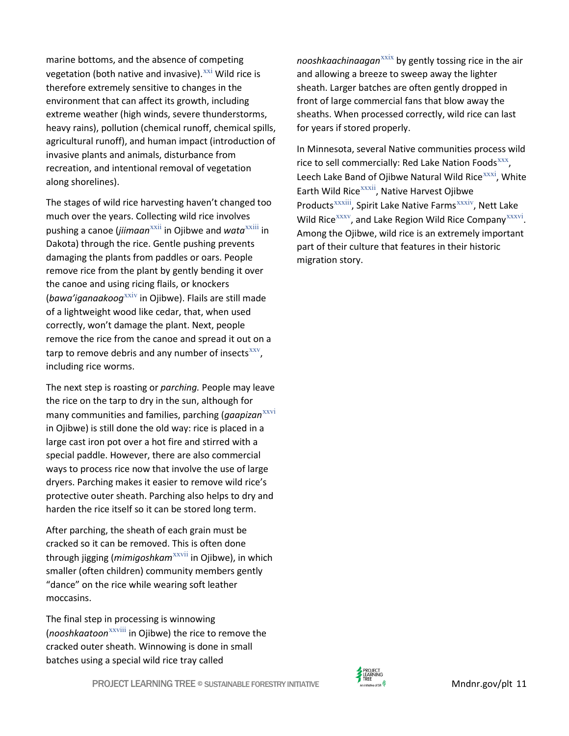marine bottoms, and the absence of competing vegetation (both native and invasive).[xxi] Wild rice is therefore extremely sensitive to changes in the environment that can affect its growth, including extreme weather (high winds, severe thunderstorms, heavy rains), pollution (chemical runoff, chemical spills, agricultural runoff), and human impact (introduction of invasive plants and animals, disturbance from recreation, and intentional removal of vegetation along shorelines).

The stages of wild rice harvesting haven't changed too much over the years. Collecting wild rice involves pushing a canoe (*jiimaan*[xxii] in Ojibwe and *wata*[xxiii] in Dakota) through the rice. Gentle pushing prevents damaging the plants from paddles or oars. People remove rice from the plant by gently bending it over the canoe and using ricing flails, or knockers (*bawa'iganaakoog*[xxiv] in Ojibwe). Flails are still made of a lightweight wood like cedar, that, when used correctly, won't damage the plant. Next, people remove the rice from the canoe and spread it out on a tarp to remove debris and any number of insects[xxv], including rice worms.

The next step is roasting or *parching.* People may leave the rice on the tarp to dry in the sun, although for many communities and families, parching (*gaapizan*[xxvi] in Ojibwe) is still done the old way: rice is placed in a large cast iron pot over a hot fire and stirred with a special paddle. However, there are also commercial ways to process rice now that involve the use of large dryers. Parching makes it easier to remove wild rice's protective outer sheath. Parching also helps to dry and harden the rice itself so it can be stored long term.

After parching, the sheath of each grain must be cracked so it can be removed. This is often done through jigging (*mimigoshkam*[xxvii] in Ojibwe), in which smaller (often children) community members gently "dance" on the rice while wearing soft leather moccasins.

The final step in processing is winnowing (*nooshkaatoon*[xxviii] in Ojibwe) the rice to remove the cracked outer sheath. Winnowing is done in small batches using a special wild rice tray called *nooshkaachinaagan*[xxix] by gently tossing rice in the air and allowing a breeze to sweep away the lighter sheath. Larger batches are often gently dropped in front of large commercial fans that blow away the sheaths. When processed correctly, wild rice can last for years if stored properly.

In Minnesota, several Native communities process wild rice to sell commercially: Red Lake Nation Foods[xxx], Leech Lake Band of Ojibwe Natural Wild Rice[xxxi], White Earth Wild Rice[xxxii], Native Harvest Ojibwe Products[xxxiii], Spirit Lake Native Farms[xxxiv], Nett Lake Wild Rice[xxxv], and Lake Region Wild Rice Company[xxxvi]. Among the Ojibwe, wild rice is an extremely important part of their culture that features in their historic migration story.